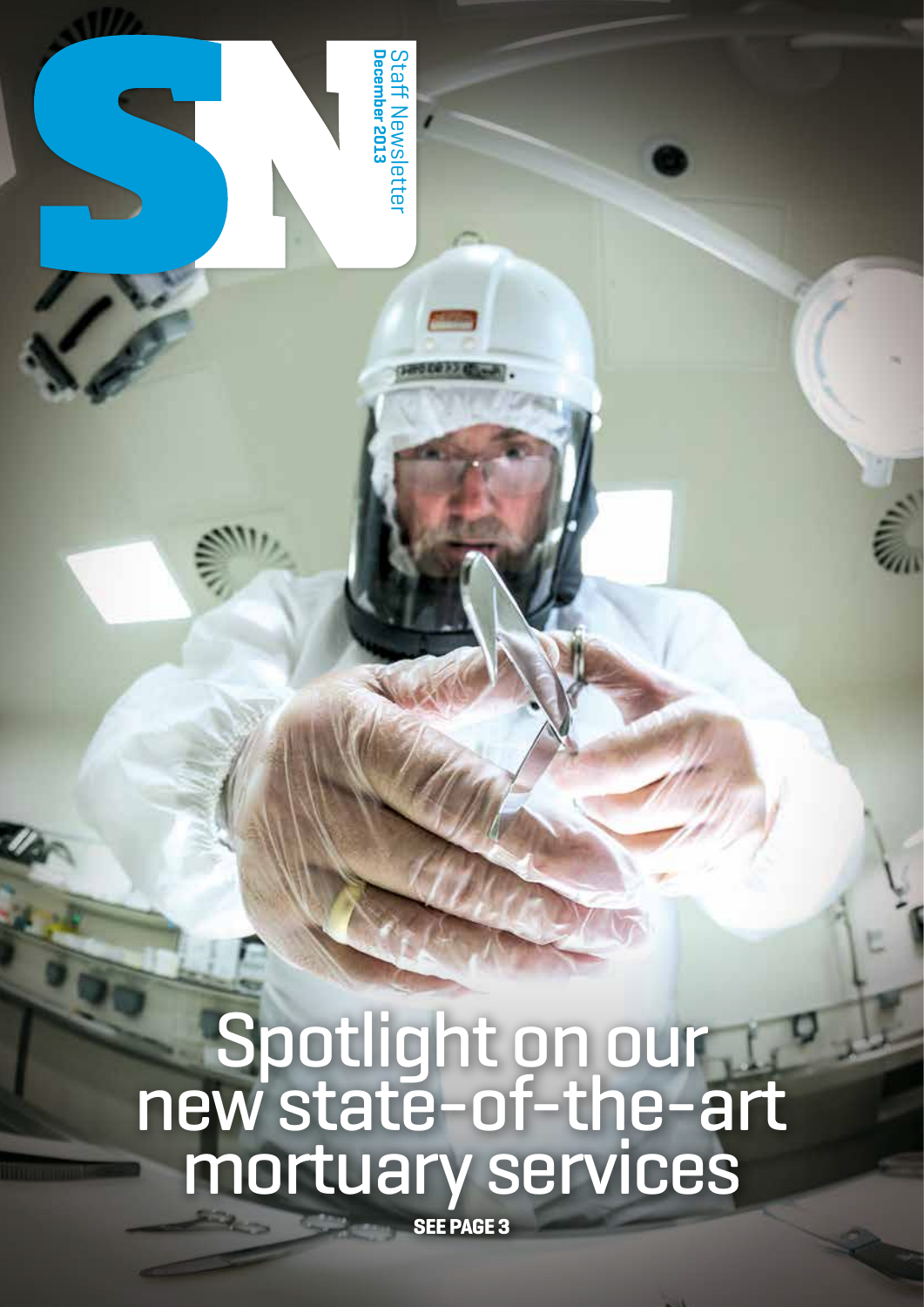# SN

Staff Newsletter
**December 2013**

# Spotlight on our new state-of-the-art mortuary services

**SEE PAGE 3**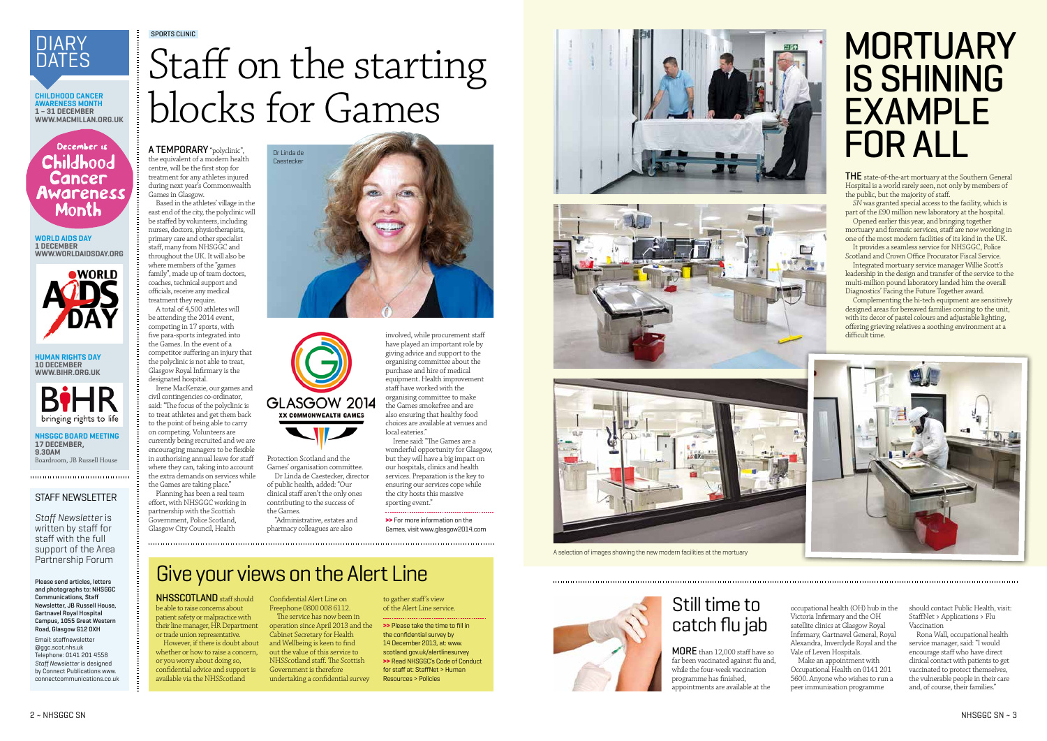# DIARY DATES

**CHILDHOOD CANCER AWARENESS MONTH**
**1 – 31 DECEMBER**
**WWW.MACMILLAN.ORG.UK**

December is Childhood Cancer Awareness Month

**WORLD AIDS DAY**
**1 DECEMBER**
**WWW.WORLDAIDSDAY.ORG**

**HUMAN RIGHTS DAY**
**10 DECEMBER**
**WWW.BIHR.ORG.UK**

**NHSGGC BOARD MEETING**
**17 DECEMBER, 9.30AM**
Boardroom, JB Russell House

## STAFF NEWSLETTER

*Staff Newsletter* is written by staff for staff with the full support of the Area Partnership Forum

Please send articles, letters and photographs to: NHSGGC Communications, Staff Newsletter, JB Russell House, Gartnavel Royal Hospital Campus, 1055 Great Western Road, Glasgow G12 0XH

Email: staffnewsletter@ggc.scot.nhs.uk
Telephone: 0141 201 4558
*Staff Newsletter* is designed by Connect Publications www.connectcommunications.co.uk

SPORTS CLINIC

# Staff on the starting blocks for Games

**A TEMPORARY** "polyclinic", the equivalent of a modern health centre, will be the first stop for treatment for any athletes injured during next year's Commonwealth Games in Glasgow.

Based in the athletes' village in the east end of the city, the polyclinic will be staffed by volunteers, including nurses, doctors, physiotherapists, primary care and other specialist staff, many from NHSGGC and throughout the UK. It will also be where members of the "games family", made up of team doctors, coaches, technical support and officials, receive any medical treatment they require.

A total of 4,500 athletes will be attending the 2014 event, competing in 17 sports, with five para-sports integrated into the Games. In the event of a competitor suffering an injury that the polyclinic is not able to treat, Glasgow Royal Infirmary is the designated hospital.

Irene MacKenzie, our games and civil contingencies co-ordinator, said: "The focus of the polyclinic is to treat athletes and get them back to the point of being able to carry on competing. Volunteers are currently being recruited and we are encouraging managers to be flexible in authorising annual leave for staff where they can, taking into account the extra demands on services while the Games are taking place."

Planning has been a real team effort, with NHSGGC working in partnership with the Scottish Government, Police Scotland, Glasgow City Council, Health Protection Scotland and the Games' organisation committee.

Dr Linda de Caestecker

Dr Linda de Caestecker, director of public health, added: "Our clinical staff aren't the only ones contributing to the success of the Games.

"Administrative, estates and pharmacy colleagues are also involved, while procurement staff have played an important role by giving advice and support to the organising committee about the purchase and hire of medical equipment. Health improvement staff have worked with the organising committee to make the Games smokefree and are also ensuring that healthy food choices are available at venues and local eateries."

Irene said: "The Games are a wonderful opportunity for Glasgow, but they will have a big impact on our hospitals, clinics and health services. Preparation is the key to ensuring our services cope while the city hosts this massive sporting event."

>> For more information on the Games, visit www.glasgow2014.com

## Give your views on the Alert Line

**NHSSCOTLAND** staff should be able to raise concerns about patient safety or malpractice with their line manager, HR Department or trade union representative.

However, if there is doubt about whether or how to raise a concern, or you worry about doing so, confidential advice and support is available via the NHSScotland Confidential Alert Line on Freephone 0800 008 6112.

The service has now been in operation since April 2013 and the Cabinet Secretary for Health and Wellbeing is keen to find out the value of this service to NHSScotland staff. The Scottish Government is therefore undertaking a confidential survey to gather staff's view of the Alert Line service.

>> Please take the time to fill in the confidential survey by 14 December 2013, at: www.scotland.gov.uk/alertlinesurvey

>> Read NHSGGC's Code of Conduct for staff at: StaffNet > Human Resources > Policies

# MORTUARY IS SHINING EXAMPLE FOR ALL

**THE** state-of-the-art mortuary at the Southern General Hospital is a world rarely seen, not only by members of the public, but the majority of staff.

*SN* was granted special access to the facility, which is part of the £90 million new laboratory at the hospital.

Opened earlier this year, and bringing together mortuary and forensic services, staff are now working in one of the most modern facilities of its kind in the UK.

It provides a seamless service for NHSGGC, Police Scotland and Crown Office Procurator Fiscal Service.

Integrated mortuary service manager Willie Scott's leadership in the design and transfer of the service to the multi-million pound laboratory landed him the overall Diagnostics' Facing the Future Together award.

Complementing the hi-tech equipment are sensitively designed areas for bereaved families coming to the unit, with its decor of pastel colours and adjustable lighting, offering grieving relatives a soothing environment at a difficult time.

A selection of images showing the new modern facilities at the mortuary

## Still time to catch flu jab

**MORE** than 12,000 staff have so far been vaccinated against flu and, while the four-week vaccination programme has finished, appointments are available at the occupational health (OH) hub in the Victoria Infirmary and the OH satellite clinics at Glasgow Royal Infirmary, Gartnavel General, Royal Alexandra, Inverclyde Royal and the Vale of Leven Hospitals.

Make an appointment with Occupational Health on 0141 201 5600. Anyone who wishes to run a peer immunisation programme should contact Public Health, visit: StaffNet > Applications > Flu Vaccination

Rona Wall, occupational health service manager, said: "I would encourage staff who have direct clinical contact with patients to get vaccinated to protect themselves, the vulnerable people in their care and, of course, their families."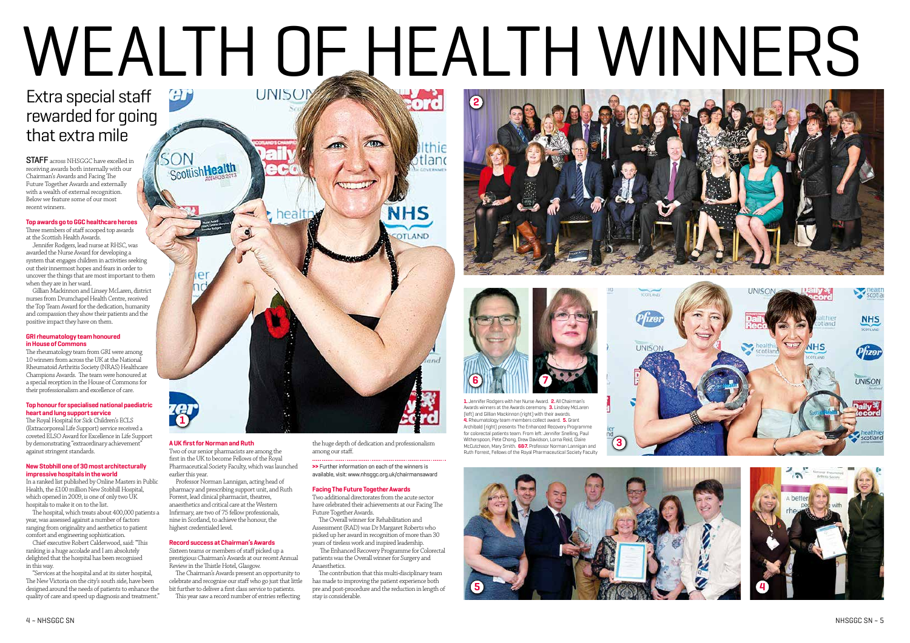# WEALTH OF HEALTH WINNERS

## Extra special staff rewarded for going that extra mile

**STAFF** across NHSGGC have excelled in receiving awards both internally with our Chairman's Awards and Facing The Future Together Awards and externally with a wealth of external recognition. Below we feature some of our most recent winners.

### Top awards go to GGC healthcare heroes

Three members of staff scooped top awards at the Scottish Health Awards.

Jennifer Rodgers, lead nurse at RHSC, was awarded the Nurse Award for developing a system that engages children in activities seeking out their innermost hopes and fears in order to uncover the things that are most important to them when they are in her ward.

Gillian Mackinnon and Linsey McLaren, district nurses from Drumchapel Health Centre, received the Top Team Award for the dedication, humanity and compassion they show their patients and the positive impact they have on them.

### GRI rheumatology team honoured in House of Commons

The rheumatology team from GRI were among 10 winners from across the UK at the National Rheumatoid Arthritis Society (NRAS) Healthcare Champions Awards. The team were honoured at a special reception in the House of Commons for their professionalism and excellence of care.

### Top honour for specialised national paediatric heart and lung support service

The Royal Hospital for Sick Children's ECLS (Extracorporeal Life Support) service received a coveted ELSO Award for Excellence in Life Support by demonstrating "extraordinary achievement" against stringent standards.

### New Stobhill one of 30 most architecturally impressive hospitals in the world

In a ranked list published by Online Masters in Public Health, the £100 million New Stobhill Hospital, which opened in 2009, is one of only two UK hospitals to make it on to the list.

The hospital, which treats about 400,000 patients a year, was assessed against a number of factors ranging from originality and aesthetics to patient comfort and engineering sophistication.

Chief executive Robert Calderwood, said: "This ranking is a huge accolade and I am absolutely delighted that the hospital has been recognised in this way.

"Services at the hospital and at its sister hospital, The New Victoria on the city's south side, have been designed around the needs of patients to enhance the quality of care and speed up diagnosis and treatment."

### A UK first for Norman and Ruth

Two of our senior pharmacists are among the first in the UK to become Fellows of the Royal Pharmaceutical Society Faculty, which was launched earlier this year.

Professor Norman Lannigan, acting head of pharmacy and prescribing support unit, and Ruth Forrest, lead clinical pharmacist, theatres, anaesthetics and critical care at the Western Infirmary, are two of 75 fellow professionals, nine in Scotland, to achieve the honour, the highest credentialed level.

### Record success at Chairman's Awards

Sixteen teams or members of staff picked up a prestigious Chairman's Awards at our recent Annual Review in the Thistle Hotel, Glasgow.

The Chairman's Awards present an opportunity to celebrate and recognise our staff who go just that little bit further to deliver a first class service to patients.

This year saw a record number of entries reflecting the huge depth of dedication and professionalism among our staff.

>> Further information on each of the winners is available, visit: www.nhsggc.org.uk/chairmansaward

### Facing The Future Together Awards

Two additional directorates from the acute sector have celebrated their achievements at our Facing The Future Together Awards.

The Overall winner for Rehabilitation and Assessment (RAD) was Dr Margaret Roberts who picked up her award in recognition of more than 30 years of tireless work and inspired leadership.

The Enhanced Recovery Programme for Colorectal patients was the Overall winner for Surgery and Anaesthetics.

The contribution that this multi-disciplinary team has made to improving the patient experience both pre and post-procedure and the reduction in length of stay is considerable.

**1.** Jennifer Rodgers with her Nurse Award. **2.** All Chairman's Awards winners at the Awards ceremony. **3.** Lindsey McLaren (left) and Gillian Mackinnon (right) with their awards. **4.** Rheumatology team members collect award. **5.** Grant Archibald (right) presents The Enhanced Recovery Programme for colorectal patients team. From left: Jennifer Snelling, Paul Witherspoon, Pete Chong, Drew Davidson, Lorna Reid, Claire McCutcheon, Mary Smith. **6&7.** Professor Norman Lannigan and Ruth Forrest, Fellows of the Royal Pharmaceutical Society Faculty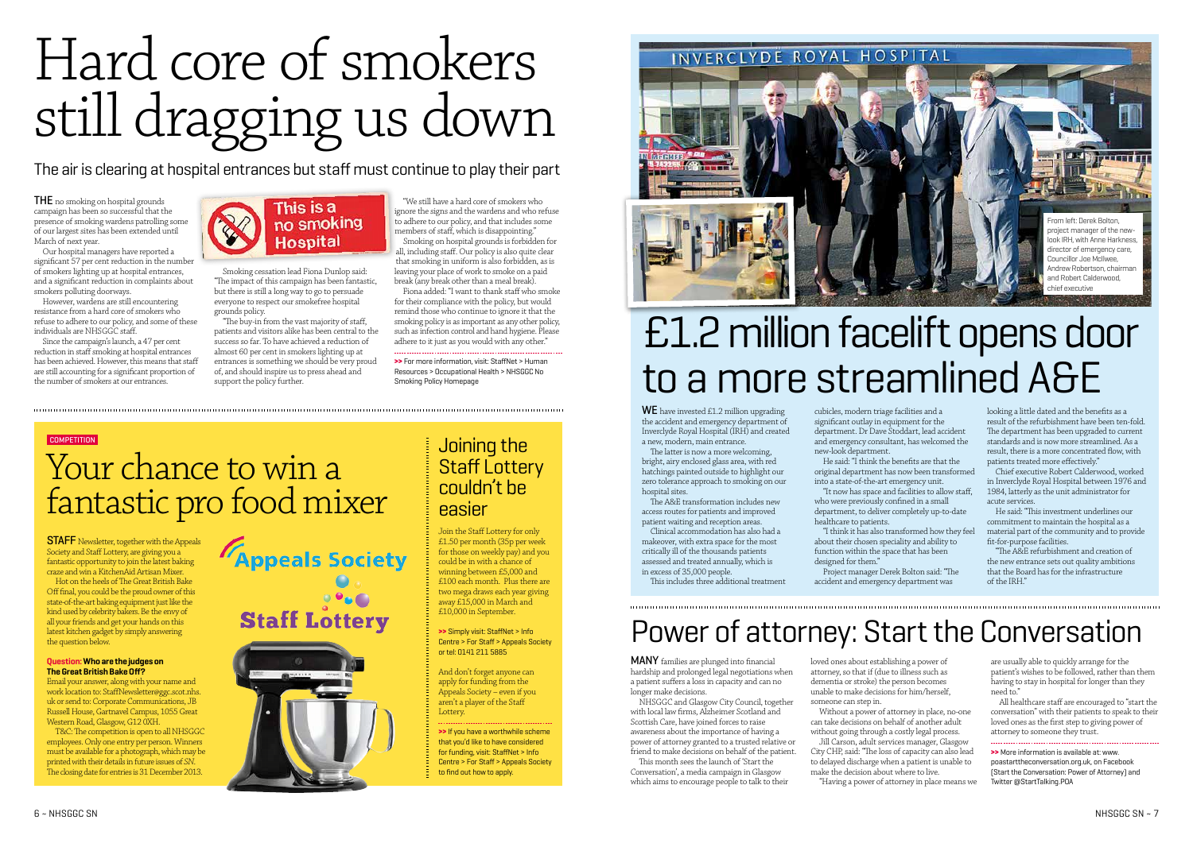# Hard core of smokers still dragging us down

## The air is clearing at hospital entrances but staff must continue to play their part

**THE** no smoking on hospital grounds campaign has been so successful that the presence of smoking wardens patrolling some of our largest sites has been extended until March of next year.

Our hospital managers have reported a significant 57 per cent reduction in the number of smokers lighting up at hospital entrances, and a significant reduction in complaints about smokers polluting doorways.

However, wardens are still encountering resistance from a hard core of smokers who refuse to adhere to our policy, and some of these individuals are NHSGGC staff.

Since the campaign's launch, a 47 per cent reduction in staff smoking at hospital entrances has been achieved. However, this means that staff are still accounting for a significant proportion of the number of smokers at our entrances.

This is a no smoking Hospital

Smoking cessation lead Fiona Dunlop said: "The impact of this campaign has been fantastic, but there is still a long way to go to persuade everyone to respect our smokefree hospital grounds policy.

"The buy-in from the vast majority of staff, patients and visitors alike has been central to the success so far. To have achieved a reduction of almost 60 per cent in smokers lighting up at entrances is something we should be very proud of, and should inspire us to press ahead and support the policy further.

"We still have a hard core of smokers who ignore the signs and the wardens and who refuse to adhere to our policy, and that includes some members of staff, which is disappointing."

Smoking on hospital grounds is forbidden for all, including staff. Our policy is also quite clear that smoking in uniform is also forbidden, as is leaving your place of work to smoke on a paid break (any break other than a meal break).

Fiona added: "I want to thank staff who smoke for their compliance with the policy, but would remind those who continue to ignore it that the smoking policy is as important as any other policy, such as infection control and hand hygiene. Please adhere to it just as you would with any other."

>> For more information, visit: StaffNet > Human Resources > Occupational Health > NHSGGC No Smoking Policy Homepage

COMPETITION

# Your chance to win a fantastic pro food mixer

**STAFF** Newsletter, together with the Appeals Society and Staff Lottery, are giving you a fantastic opportunity to join the latest baking craze and win a KitchenAid Artisan Mixer.

Hot on the heels of The Great British Bake Off final, you could be the proud owner of this state-of-the-art baking equipment just like the kind used by celebrity bakers. Be the envy of all your friends and get your hands on this latest kitchen gadget by simply answering the question below.

**Question: Who are the judges on The Great British Bake Off?**

Email your answer, along with your name and work location to: StaffNewsletter@ggc.scot.nhs.uk or send to: Corporate Communications, JB Russell House, Gartnavel Campus, 1055 Great Western Road, Glasgow, G12 0XH.

T&C: The competition is open to all NHSGGC employees. Only one entry per person. Winners must be available for a photograph, which may be printed with their details in future issues of *SN*. The closing date for entries is 31 December 2013.

Appeals Society

Staff Lottery

## Joining the Staff Lottery couldn't be easier

Join the Staff Lottery for only £1.50 per month (35p per week for those on weekly pay) and you could be in with a chance of winning between £5,000 and £100 each month. Plus there are two mega draws each year giving away £15,000 in March and £10,000 in September.

>> Simply visit: StaffNet > Info Centre > For Staff > Appeals Society or tel: 0141 211 5885

And don't forget anyone can apply for funding from the Appeals Society – even if you aren't a player of the Staff Lottery.

>> If you have a worthwhile scheme that you'd like to have considered for funding, visit: StaffNet > Info Centre > For Staff > Appeals Society to find out how to apply.

INVERCLYDE ROYAL HOSPITAL

From left: Derek Bolton, project manager of the new-look IRH, with Anne Harkness, director of emergency care, Councillor Joe McIlwee, Andrew Robertson, chairman and Robert Calderwood, chief executive

# £1.2 million facelift opens door to a more streamlined A&E

**WE** have invested £1.2 million upgrading the accident and emergency department of Inverclyde Royal Hospital (IRH) and created a new, modern, main entrance.

The latter is now a more welcoming, bright, airy enclosed glass area, with red hatchings painted outside to highlight our zero tolerance approach to smoking on our hospital sites.

The A&E transformation includes new access routes for patients and improved patient waiting and reception areas.

Clinical accommodation has also had a makeover, with extra space for the most critically ill of the thousands patients assessed and treated annually, which is in excess of 35,000 people.

This includes three additional treatment cubicles, modern triage facilities and a significant outlay in equipment for the department. Dr Dave Stoddart, lead accident and emergency consultant, has welcomed the new-look department.

He said: "I think the benefits are that the original department has now been transformed into a state-of-the-art emergency unit.

"It now has space and facilities to allow staff, who were previously confined in a small department, to deliver completely up-to-date healthcare to patients.

"I think it has also transformed how they feel about their chosen speciality and ability to function within the space that has been designed for them."

Project manager Derek Bolton said: "The accident and emergency department was looking a little dated and the benefits as a result of the refurbishment have been ten-fold. The department has been upgraded to current standards and is now more streamlined. As a result, there is a more concentrated flow, with patients treated more effectively."

Chief executive Robert Calderwood, worked in Inverclyde Royal Hospital between 1976 and 1984, latterly as the unit administrator for acute services.

He said: "This investment underlines our commitment to maintain the hospital as a material part of the community and to provide fit-for-purpose facilities.

"The A&E refurbishment and creation of the new entrance sets out quality ambitions that the Board has for the infrastructure of the IRH."

# Power of attorney: Start the Conversation

**MANY** families are plunged into financial hardship and prolonged legal negotiations when a patient suffers a loss in capacity and can no longer make decisions.

NHSGGC and Glasgow City Council, together with local law firms, Alzheimer Scotland and Scottish Care, have joined forces to raise awareness about the importance of having a power of attorney granted to a trusted relative or friend to make decisions on behalf of the patient.

This month sees the launch of 'Start the Conversation', a media campaign in Glasgow which aims to encourage people to talk to their loved ones about establishing a power of attorney, so that if (due to illness such as dementia or stroke) the person becomes unable to make decisions for him/herself, someone can step in.

Without a power of attorney in place, no-one can take decisions on behalf of another adult without going through a costly legal process.

Jill Carson, adult services manager, Glasgow City CHP, said: "The loss of capacity can also lead to delayed discharge when a patient is unable to make the decision about where to live.

"Having a power of attorney in place means we are usually able to quickly arrange for the patient's wishes to be followed, rather than them having to stay in hospital for longer than they need to."

All healthcare staff are encouraged to "start the conversation" with their patients to speak to their loved ones as the first step to giving power of attorney to someone they trust.

>> More information is available at: www.poastarttheconversation.org.uk, on Facebook (Start the Conversation: Power of Attorney) and Twitter @StartTalking.POA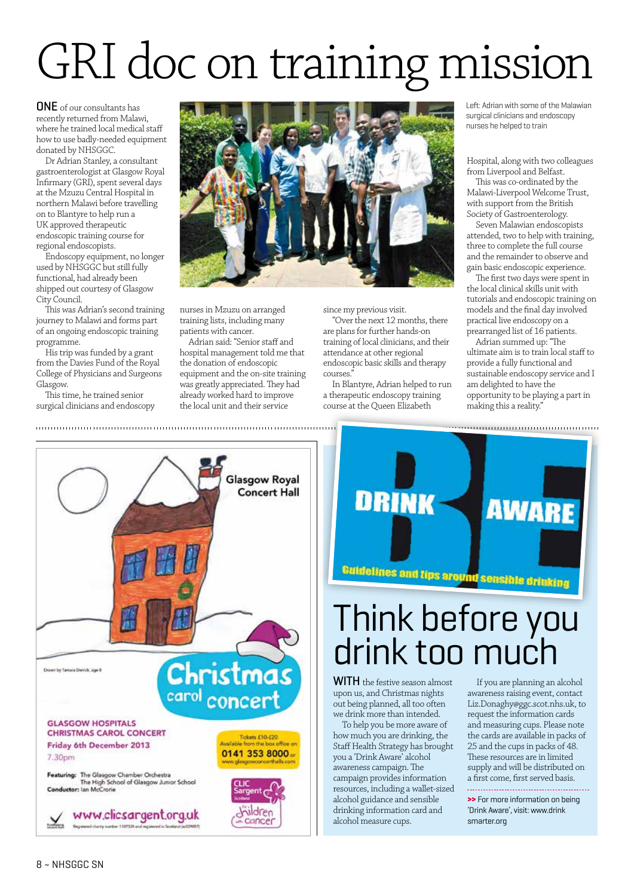# GRI doc on training mission

**ONE** of our consultants has recently returned from Malawi, where he trained local medical staff how to use badly-needed equipment donated by NHSGGC.

Dr Adrian Stanley, a consultant gastroenterologist at Glasgow Royal Infirmary (GRI), spent several days at the Mzuzu Central Hospital in northern Malawi before travelling on to Blantyre to help run a UK approved therapeutic endoscopic training course for regional endoscopists.

Endoscopy equipment, no longer used by NHSGGC but still fully functional, had already been shipped out courtesy of Glasgow City Council.

This was Adrian's second training journey to Malawi and forms part of an ongoing endoscopic training programme.

His trip was funded by a grant from the Davies Fund of the Royal College of Physicians and Surgeons Glasgow.

This time, he trained senior surgical clinicians and endoscopy nurses in Mzuzu on arranged training lists, including many patients with cancer.

Adrian said: "Senior staff and hospital management told me that the donation of endoscopic equipment and the on-site training was greatly appreciated. They had already worked hard to improve the local unit and their service since my previous visit.

"Over the next 12 months, there are plans for further hands-on training of local clinicians, and their attendance at other regional endoscopic basic skills and therapy courses."

In Blantyre, Adrian helped to run a therapeutic endoscopy training course at the Queen Elizabeth Hospital, along with two colleagues from Liverpool and Belfast.

This was co-ordinated by the Malawi-Liverpool Welcome Trust, with support from the British Society of Gastroenterology.

Seven Malawian endoscopists attended, two to help with training, three to complete the full course and the remainder to observe and gain basic endoscopic experience.

The first two days were spent in the local clinical skills unit with tutorials and endoscopic training on models and the final day involved practical live endoscopy on a prearranged list of 16 patients.

Adrian summed up: "The ultimate aim is to train local staff to provide a fully functional and sustainable endoscopy service and I am delighted to have the opportunity to be playing a part in making this a reality."

Left: Adrian with some of the Malawian surgical clinicians and endoscopy nurses he helped to train

---

Glasgow Royal Concert Hall

Drawn by Tamara Derrick, age 8

**Christmas carol concert**

**GLASGOW HOSPITALS CHRISTMAS CAROL CONCERT**
**Friday 6th December 2013**
7.30pm

**Featuring:** The Glasgow Chamber Orchestra
The High School of Glasgow Junior School
**Conductor:** Ian McCrorie

Tickets £10-£20
Available from the box office on
**0141 353 8000** or
www.glasgowconcerthalls.com

CLIC Sargent Scotland — for children with cancer

www.clicsargent.org.uk

---

DRINK AWARE
Guidelines and tips around sensible drinking

# Think before you drink too much

**WITH** the festive season almost upon us, and Christmas nights out being planned, all too often we drink more than intended.

To help you be more aware of how much you are drinking, the Staff Health Strategy has brought you a 'Drink Aware' alcohol awareness campaign. The campaign provides information resources, including a wallet-sized alcohol guidance and sensible drinking information card and alcohol measure cups.

If you are planning an alcohol awareness raising event, contact Liz.Donaghy@ggc.scot.nhs.uk, to request the information cards and measuring cups. Please note the cards are available in packs of 25 and the cups in packs of 48. These resources are in limited supply and will be distributed on a first come, first served basis.

>> For more information on being 'Drink Aware', visit: www.drinksmarter.org